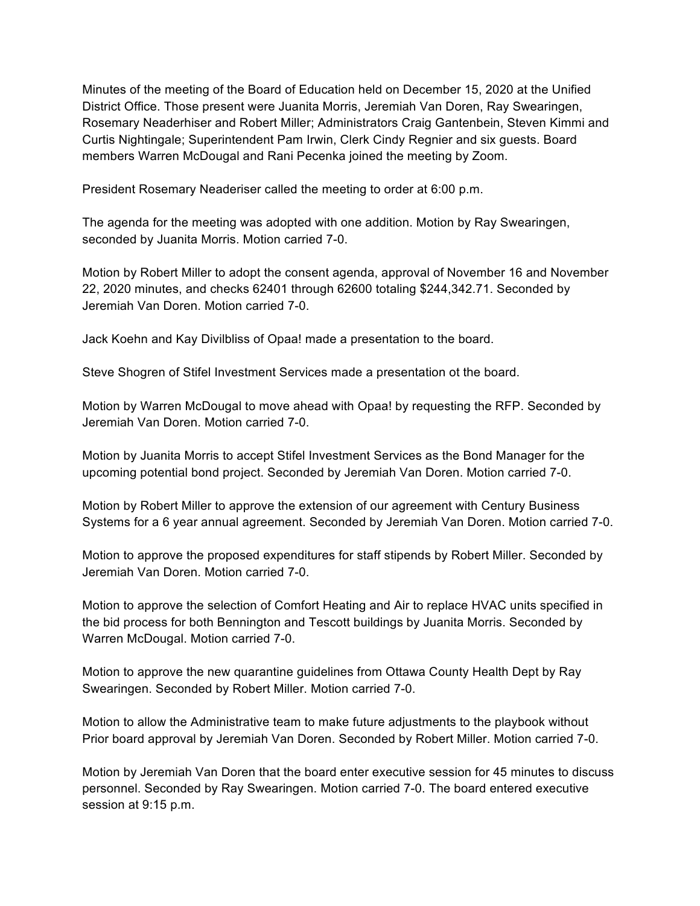Minutes of the meeting of the Board of Education held on December 15, 2020 at the Unified District Office. Those present were Juanita Morris, Jeremiah Van Doren, Ray Swearingen, Rosemary Neaderhiser and Robert Miller; Administrators Craig Gantenbein, Steven Kimmi and Curtis Nightingale; Superintendent Pam Irwin, Clerk Cindy Regnier and six guests. Board members Warren McDougal and Rani Pecenka joined the meeting by Zoom.

President Rosemary Neaderiser called the meeting to order at 6:00 p.m.

The agenda for the meeting was adopted with one addition. Motion by Ray Swearingen, seconded by Juanita Morris. Motion carried 7-0.

Motion by Robert Miller to adopt the consent agenda, approval of November 16 and November 22, 2020 minutes, and checks 62401 through 62600 totaling $244,342.71. Seconded by Jeremiah Van Doren. Motion carried 7-0.

Jack Koehn and Kay Divilbliss of Opaa! made a presentation to the board.

Steve Shogren of Stifel Investment Services made a presentation ot the board.

Motion by Warren McDougal to move ahead with Opaa! by requesting the RFP. Seconded by Jeremiah Van Doren. Motion carried 7-0.

Motion by Juanita Morris to accept Stifel Investment Services as the Bond Manager for the upcoming potential bond project. Seconded by Jeremiah Van Doren. Motion carried 7-0.

Motion by Robert Miller to approve the extension of our agreement with Century Business Systems for a 6 year annual agreement. Seconded by Jeremiah Van Doren. Motion carried 7-0.

Motion to approve the proposed expenditures for staff stipends by Robert Miller. Seconded by Jeremiah Van Doren. Motion carried 7-0.

Motion to approve the selection of Comfort Heating and Air to replace HVAC units specified in the bid process for both Bennington and Tescott buildings by Juanita Morris. Seconded by Warren McDougal. Motion carried 7-0.

Motion to approve the new quarantine guidelines from Ottawa County Health Dept by Ray Swearingen. Seconded by Robert Miller. Motion carried 7-0.

Motion to allow the Administrative team to make future adjustments to the playbook without Prior board approval by Jeremiah Van Doren. Seconded by Robert Miller. Motion carried 7-0.

Motion by Jeremiah Van Doren that the board enter executive session for 45 minutes to discuss personnel. Seconded by Ray Swearingen. Motion carried 7-0. The board entered executive session at 9:15 p.m.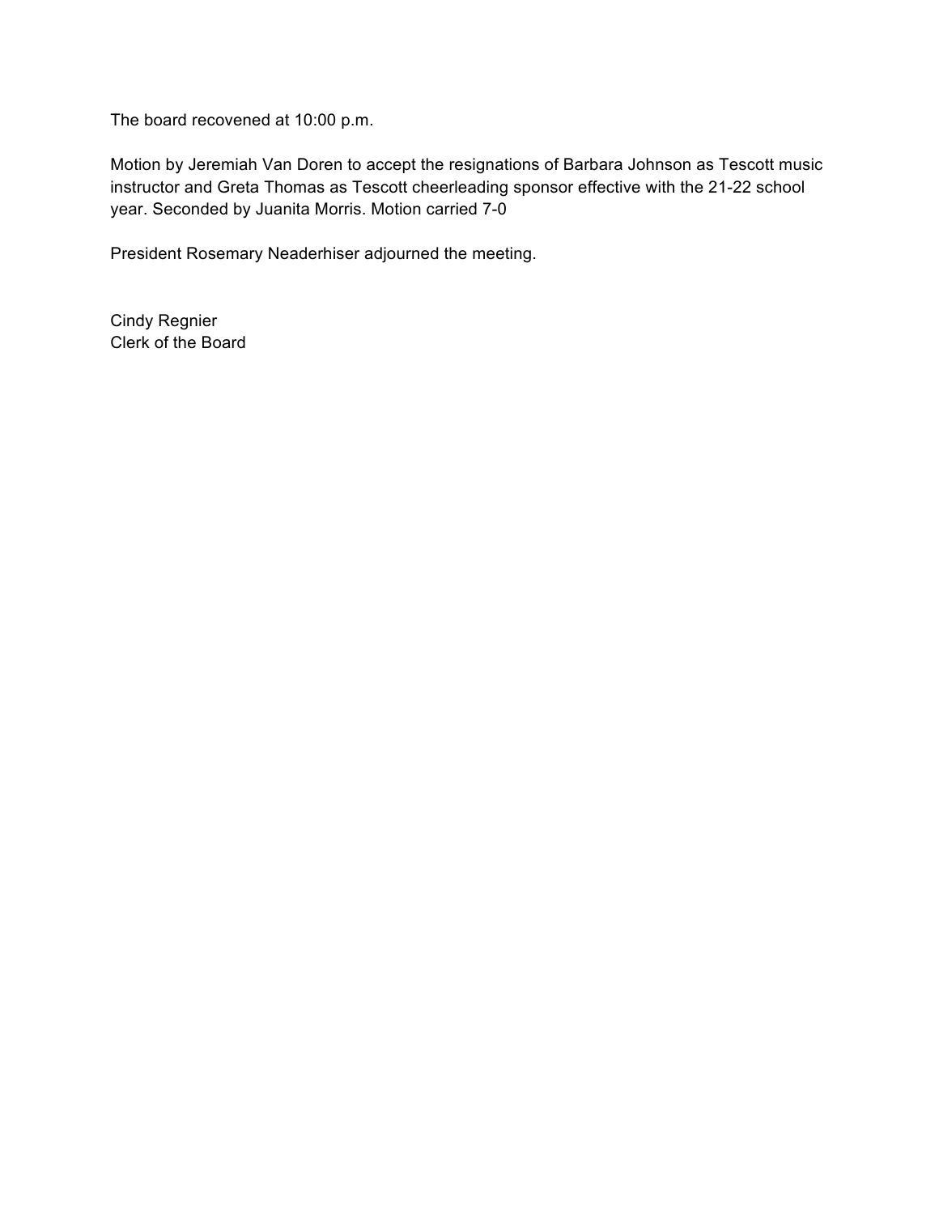The board recovened at 10:00 p.m.

Motion by Jeremiah Van Doren to accept the resignations of Barbara Johnson as Tescott music instructor and Greta Thomas as Tescott cheerleading sponsor effective with the 21-22 school year. Seconded by Juanita Morris. Motion carried 7-0

President Rosemary Neaderhiser adjourned the meeting.

Cindy Regnier  
Clerk of the Board